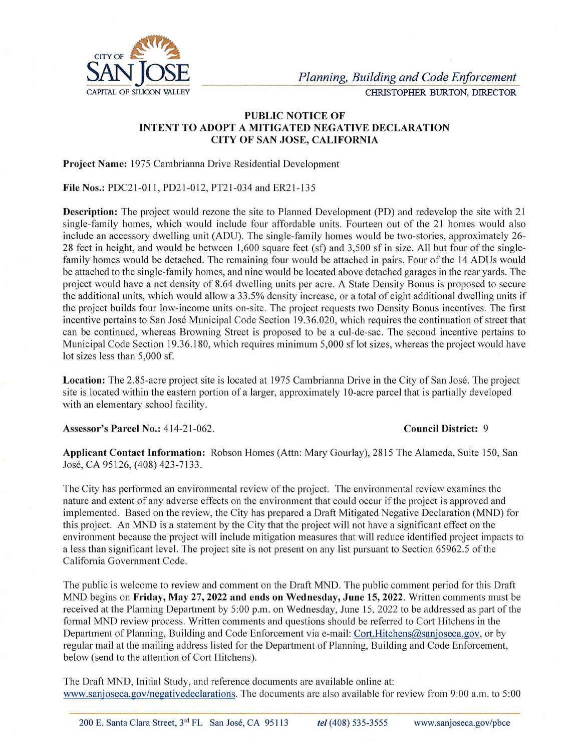CITY OF **SAN JOSE**
CAPITAL OF SILICON VALLEY

*Planning, Building and Code Enforcement*
CHRISTOPHER BURTON, DIRECTOR

# PUBLIC NOTICE OF INTENT TO ADOPT A MITIGATED NEGATIVE DECLARATION CITY OF SAN JOSE, CALIFORNIA

**Project Name:** 1975 Cambrianna Drive Residential Development

**File Nos.:** PDC21-011, PD21-012, PT21-034 and ER21-135

**Description:** The project would rezone the site to Planned Development (PD) and redevelop the site with 21 single-family homes, which would include four affordable units. Fourteen out of the 21 homes would also include an accessory dwelling unit (ADU). The single-family homes would be two-stories, approximately 26-28 feet in height, and would be between 1,600 square feet (sf) and 3,500 sf in size. All but four of the single-family homes would be detached. The remaining four would be attached in pairs. Four of the 14 ADUs would be attached to the single-family homes, and nine would be located above detached garages in the rear yards. The project would have a net density of 8.64 dwelling units per acre. A State Density Bonus is proposed to secure the additional units, which would allow a 33.5% density increase, or a total of eight additional dwelling units if the project builds four low-income units on-site. The project requests two Density Bonus incentives. The first incentive pertains to San José Municipal Code Section 19.36.020, which requires the continuation of street that can be continued, whereas Browning Street is proposed to be a cul-de-sac. The second incentive pertains to Municipal Code Section 19.36.180, which requires minimum 5,000 sf lot sizes, whereas the project would have lot sizes less than 5,000 sf.

**Location:** The 2.85-acre project site is located at 1975 Cambrianna Drive in the City of San José. The project site is located within the eastern portion of a larger, approximately 10-acre parcel that is partially developed with an elementary school facility.

**Assessor's Parcel No.:** 414-21-062. **Council District:** 9

**Applicant Contact Information:** Robson Homes (Attn: Mary Gourlay), 2815 The Alameda, Suite 150, San José, CA 95126, (408) 423-7133.

The City has performed an environmental review of the project. The environmental review examines the nature and extent of any adverse effects on the environment that could occur if the project is approved and implemented. Based on the review, the City has prepared a Draft Mitigated Negative Declaration (MND) for this project. An MND is a statement by the City that the project will not have a significant effect on the environment because the project will include mitigation measures that will reduce identified project impacts to a less than significant level. The project site is not present on any list pursuant to Section 65962.5 of the California Government Code.

The public is welcome to review and comment on the Draft MND. The public comment period for this Draft MND begins on **Friday, May 27, 2022 and ends on Wednesday, June 15, 2022**. Written comments must be received at the Planning Department by 5:00 p.m. on Wednesday, June 15, 2022 to be addressed as part of the formal MND review process. Written comments and questions should be referred to Cort Hitchens in the Department of Planning, Building and Code Enforcement via e-mail: Cort.Hitchens@sanjoseca.gov, or by regular mail at the mailing address listed for the Department of Planning, Building and Code Enforcement, below (send to the attention of Cort Hitchens).

The Draft MND, Initial Study, and reference documents are available online at: www.sanjoseca.gov/negativedeclarations. The documents are also available for review from 9:00 a.m. to 5:00

200 E. Santa Clara Street, 3rd FL San José, CA 95113 *tel* (408) 535-3555 www.sanjoseca.gov/pbce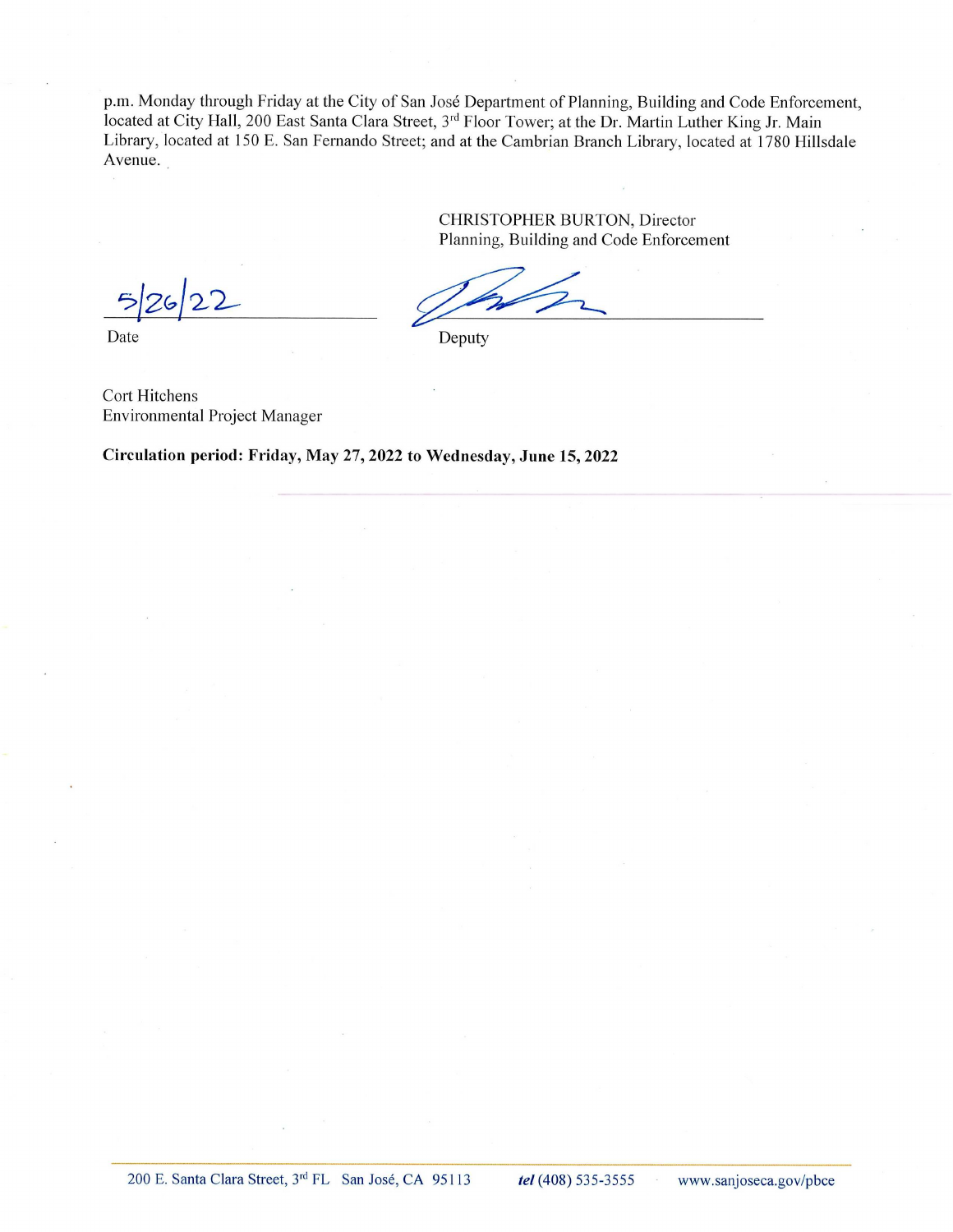p.m. Monday through Friday at the City of San José Department of Planning, Building and Code Enforcement, located at City Hall, 200 East Santa Clara Street, 3rd Floor Tower; at the Dr. Martin Luther King Jr. Main Library, located at 150 E. San Fernando Street; and at the Cambrian Branch Library, located at 1780 Hillsdale Avenue.

CHRISTOPHER BURTON, Director
Planning, Building and Code Enforcement

5/26/22
Date

Deputy

Cort Hitchens
Environmental Project Manager

**Circulation period: Friday, May 27, 2022 to Wednesday, June 15, 2022**

200 E. Santa Clara Street, 3rd FL San José, CA 95113 *tel* (408) 535-3555 www.sanjoseca.gov/pbce